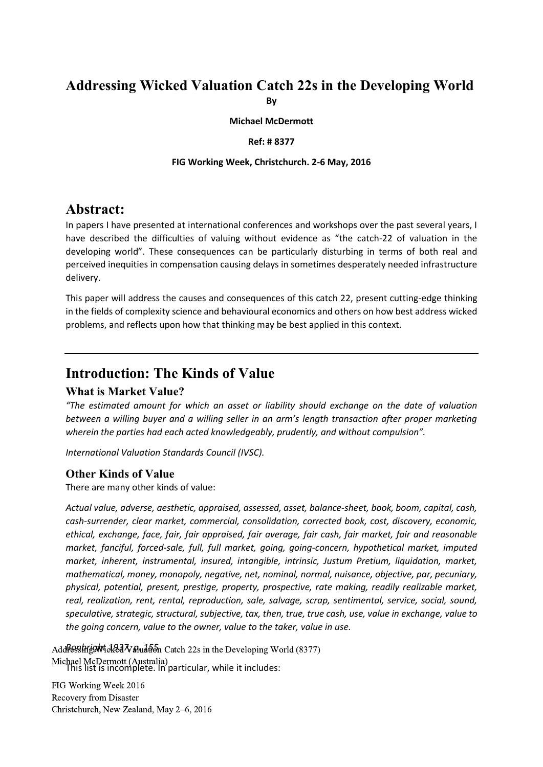# Addressing Wicked Valuation Catch 22s in the Developing World

**By**

**Michael McDermott**

**Ref: # 8377**

**FIG Working Week, Christchurch. 2-6 May, 2016**

## Abstract:

In papers I have presented at international conferences and workshops over the past several years, I have described the difficulties of valuing without evidence as "the catch-22 of valuation in the developing world". These consequences can be particularly disturbing in terms of both real and perceived inequities in compensation causing delays in sometimes desperately needed infrastructure delivery.

This paper will address the causes and consequences of this catch 22, present cutting-edge thinking in the fields of complexity science and behavioural economics and others on how best address wicked problems, and reflects upon how that thinking may be best applied in this context.

---

## Introduction: The Kinds of Value

### What is Market Value?

*"The estimated amount for which an asset or liability should exchange on the date of valuation between a willing buyer and a willing seller in an arm's length transaction after proper marketing wherein the parties had each acted knowledgeably, prudently, and without compulsion".*

*International Valuation Standards Council (IVSC).*

### Other Kinds of Value

There are many other kinds of value:

*Actual value, adverse, aesthetic, appraised, assessed, asset, balance-sheet, book, boom, capital, cash, cash-surrender, clear market, commercial, consolidation, corrected book, cost, discovery, economic, ethical, exchange, face, fair, fair appraised, fair average, fair cash, fair market, fair and reasonable market, fanciful, forced-sale, full, full market, going, going-concern, hypothetical market, imputed market, inherent, instrumental, insured, intangible, intrinsic, Justum Pretium, liquidation, market, mathematical, money, monopoly, negative, net, nominal, normal, nuisance, objective, par, pecuniary, physical, potential, present, prestige, property, prospective, rate making, readily realizable market, real, realization, rent, rental, reproduction, sale, salvage, scrap, sentimental, service, social, sound, speculative, strategic, structural, subjective, tax, then, true, true cash, use, value in exchange, value to the going concern, value to the owner, value to the taker, value in use.*

*Bonbright 1937, p. 155*

This list is incomplete. In particular, while it includes: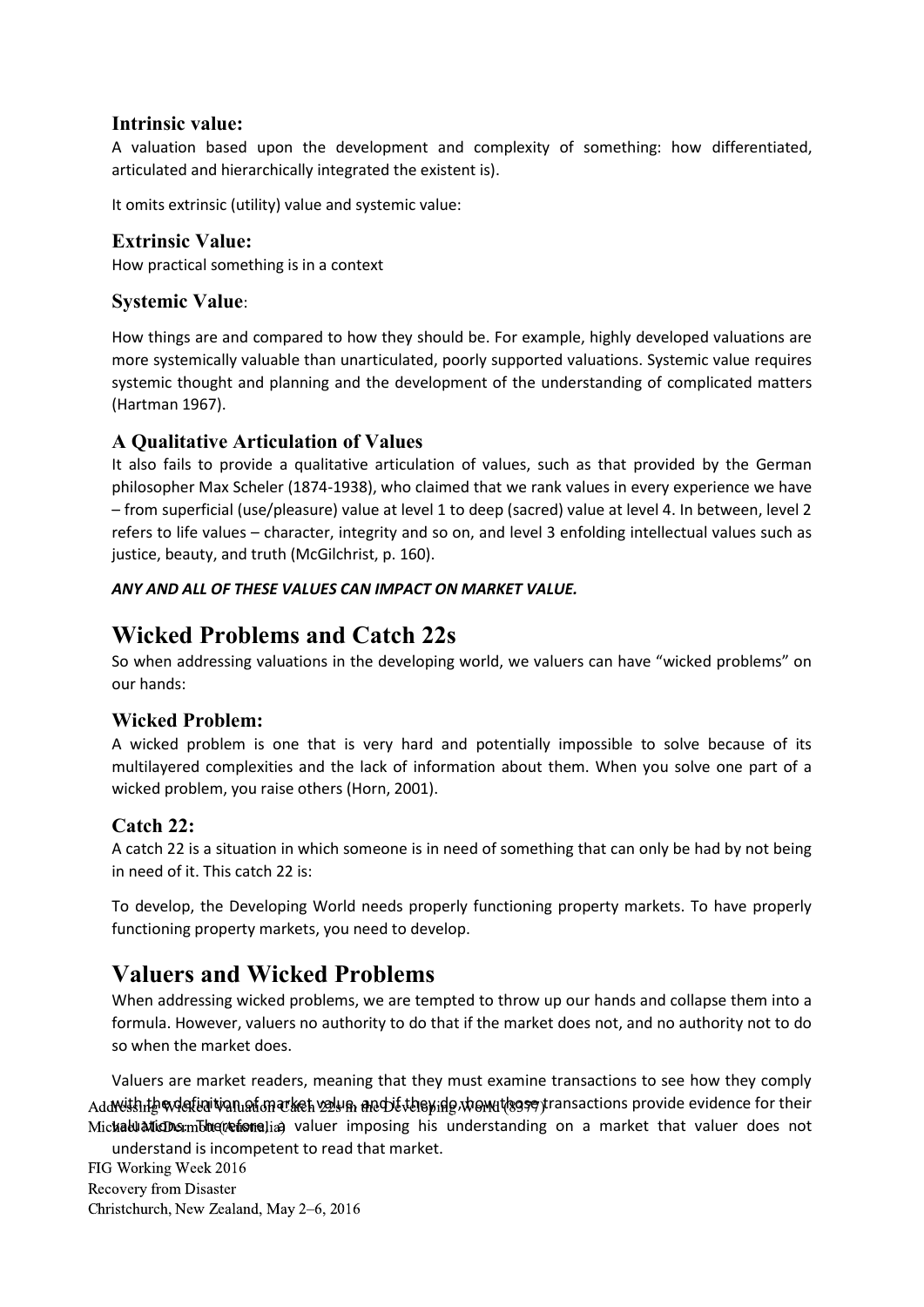### Intrinsic value:

A valuation based upon the development and complexity of something: how differentiated, articulated and hierarchically integrated the existent is).

It omits extrinsic (utility) value and systemic value:

### Extrinsic Value:

How practical something is in a context

### Systemic Value:

How things are and compared to how they should be. For example, highly developed valuations are more systemically valuable than unarticulated, poorly supported valuations. Systemic value requires systemic thought and planning and the development of the understanding of complicated matters (Hartman 1967).

### A Qualitative Articulation of Values

It also fails to provide a qualitative articulation of values, such as that provided by the German philosopher Max Scheler (1874-1938), who claimed that we rank values in every experience we have – from superficial (use/pleasure) value at level 1 to deep (sacred) value at level 4. In between, level 2 refers to life values – character, integrity and so on, and level 3 enfolding intellectual values such as justice, beauty, and truth (McGilchrist, p. 160).

***ANY AND ALL OF THESE VALUES CAN IMPACT ON MARKET VALUE.***

## Wicked Problems and Catch 22s

So when addressing valuations in the developing world, we valuers can have "wicked problems" on our hands:

### Wicked Problem:

A wicked problem is one that is very hard and potentially impossible to solve because of its multilayered complexities and the lack of information about them. When you solve one part of a wicked problem, you raise others (Horn, 2001).

### Catch 22:

A catch 22 is a situation in which someone is in need of something that can only be had by not being in need of it. This catch 22 is:

To develop, the Developing World needs properly functioning property markets. To have properly functioning property markets, you need to develop.

## Valuers and Wicked Problems

When addressing wicked problems, we are tempted to throw up our hands and collapse them into a formula. However, valuers no authority to do that if the market does not, and no authority not to do so when the market does.

Valuers are market readers, meaning that they must examine transactions to see how they comply with the definition of market value, and if they do, how those transactions provide evidence for their valuations. Therefore, a valuer imposing his understanding on a market that valuer does not understand is incompetent to read that market.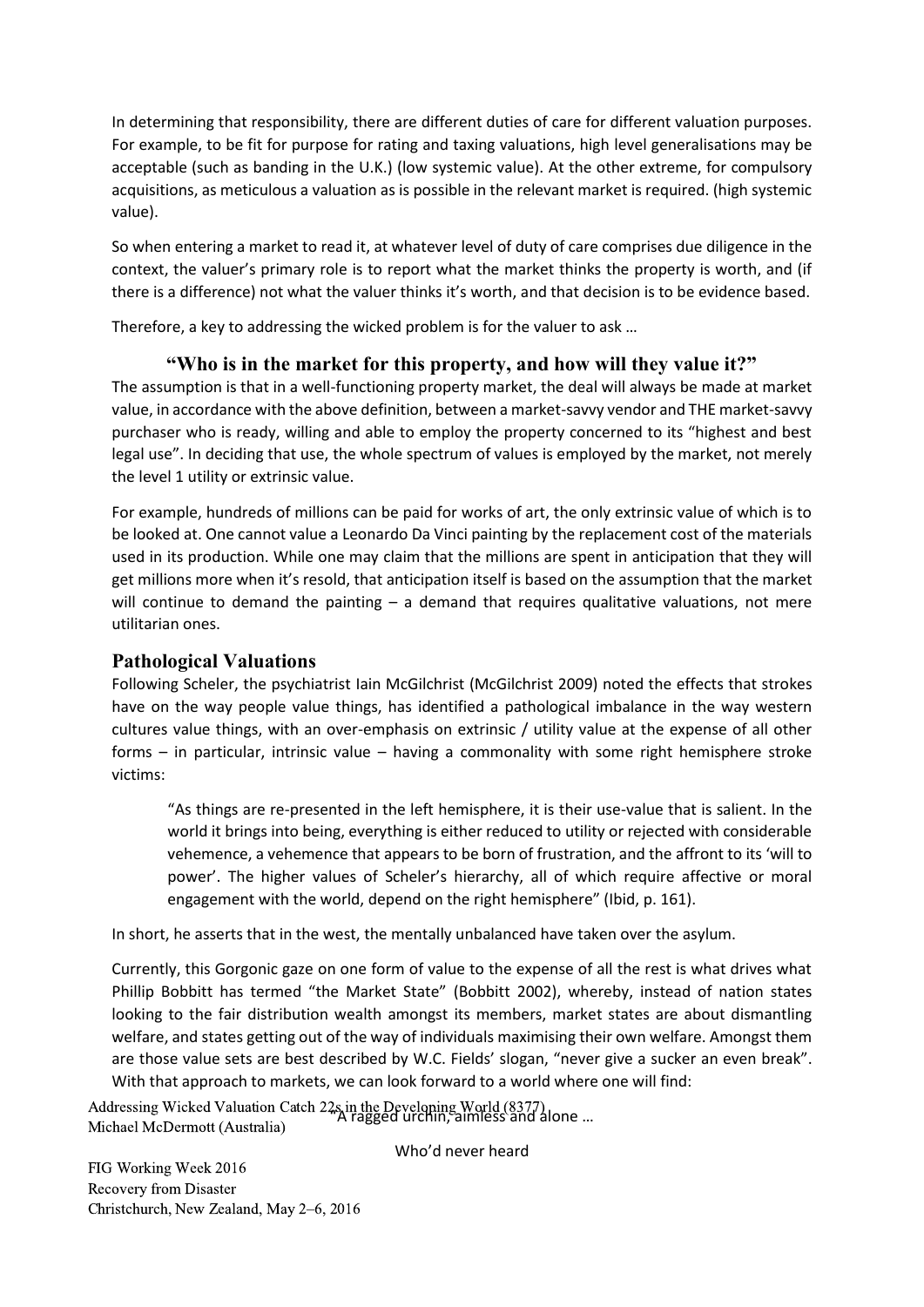In determining that responsibility, there are different duties of care for different valuation purposes. For example, to be fit for purpose for rating and taxing valuations, high level generalisations may be acceptable (such as banding in the U.K.) (low systemic value). At the other extreme, for compulsory acquisitions, as meticulous a valuation as is possible in the relevant market is required. (high systemic value).

So when entering a market to read it, at whatever level of duty of care comprises due diligence in the context, the valuer's primary role is to report what the market thinks the property is worth, and (if there is a difference) not what the valuer thinks it's worth, and that decision is to be evidence based.

Therefore, a key to addressing the wicked problem is for the valuer to ask …

**"Who is in the market for this property, and how will they value it?"**

The assumption is that in a well-functioning property market, the deal will always be made at market value, in accordance with the above definition, between a market-savvy vendor and THE market-savvy purchaser who is ready, willing and able to employ the property concerned to its "highest and best legal use". In deciding that use, the whole spectrum of values is employed by the market, not merely the level 1 utility or extrinsic value.

For example, hundreds of millions can be paid for works of art, the only extrinsic value of which is to be looked at. One cannot value a Leonardo Da Vinci painting by the replacement cost of the materials used in its production. While one may claim that the millions are spent in anticipation that they will get millions more when it's resold, that anticipation itself is based on the assumption that the market will continue to demand the painting – a demand that requires qualitative valuations, not mere utilitarian ones.

## Pathological Valuations

Following Scheler, the psychiatrist Iain McGilchrist (McGilchrist 2009) noted the effects that strokes have on the way people value things, has identified a pathological imbalance in the way western cultures value things, with an over-emphasis on extrinsic / utility value at the expense of all other forms – in particular, intrinsic value – having a commonality with some right hemisphere stroke victims:

> "As things are re-presented in the left hemisphere, it is their use-value that is salient. In the world it brings into being, everything is either reduced to utility or rejected with considerable vehemence, a vehemence that appears to be born of frustration, and the affront to its 'will to power'. The higher values of Scheler's hierarchy, all of which require affective or moral engagement with the world, depend on the right hemisphere" (Ibid, p. 161).

In short, he asserts that in the west, the mentally unbalanced have taken over the asylum.

Currently, this Gorgonic gaze on one form of value to the expense of all the rest is what drives what Phillip Bobbitt has termed "the Market State" (Bobbitt 2002), whereby, instead of nation states looking to the fair distribution wealth amongst its members, market states are about dismantling welfare, and states getting out of the way of individuals maximising their own welfare. Amongst them are those value sets are best described by W.C. Fields' slogan, "never give a sucker an even break". With that approach to markets, we can look forward to a world where one will find:

> "A ragged urchin, aimless and alone …
>
> Who'd never heard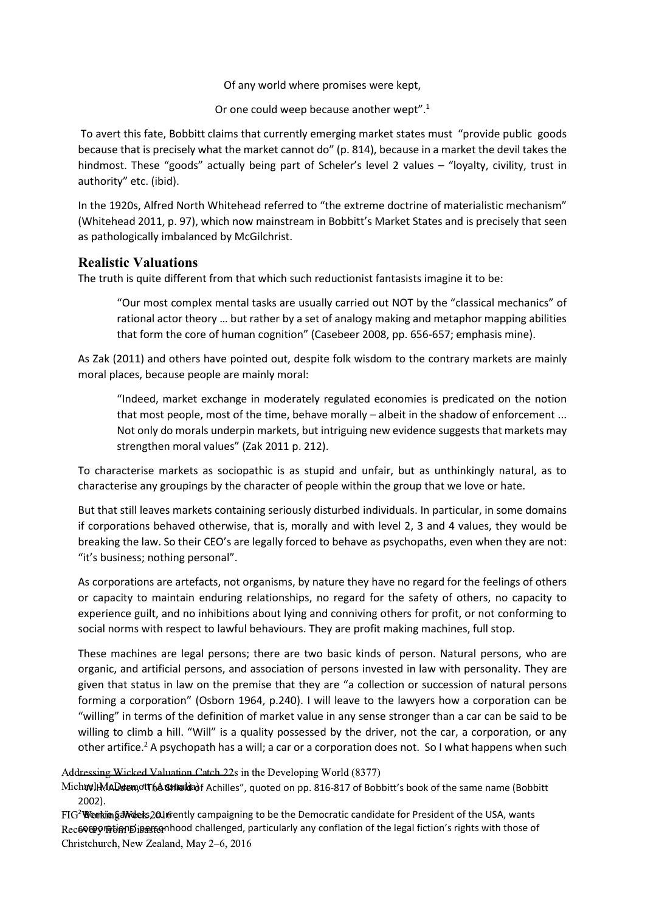Of any world where promises were kept,

Or one could weep because another wept".[1]

To avert this fate, Bobbitt claims that currently emerging market states must "provide public goods because that is precisely what the market cannot do" (p. 814), because in a market the devil takes the hindmost. These "goods" actually being part of Scheler's level 2 values – "loyalty, civility, trust in authority" etc. (ibid).

In the 1920s, Alfred North Whitehead referred to "the extreme doctrine of materialistic mechanism" (Whitehead 2011, p. 97), which now mainstream in Bobbitt's Market States and is precisely that seen as pathologically imbalanced by McGilchrist.

## Realistic Valuations

The truth is quite different from that which such reductionist fantasists imagine it to be:

> "Our most complex mental tasks are usually carried out NOT by the "classical mechanics" of rational actor theory … but rather by a set of analogy making and metaphor mapping abilities that form the core of human cognition" (Casebeer 2008, pp. 656-657; emphasis mine).

As Zak (2011) and others have pointed out, despite folk wisdom to the contrary markets are mainly moral places, because people are mainly moral:

> "Indeed, market exchange in moderately regulated economies is predicated on the notion that most people, most of the time, behave morally – albeit in the shadow of enforcement ... Not only do morals underpin markets, but intriguing new evidence suggests that markets may strengthen moral values" (Zak 2011 p. 212).

To characterise markets as sociopathic is as stupid and unfair, but as unthinkingly natural, as to characterise any groupings by the character of people within the group that we love or hate.

But that still leaves markets containing seriously disturbed individuals. In particular, in some domains if corporations behaved otherwise, that is, morally and with level 2, 3 and 4 values, they would be breaking the law. So their CEO's are legally forced to behave as psychopaths, even when they are not: "it's business; nothing personal".

As corporations are artefacts, not organisms, by nature they have no regard for the feelings of others or capacity to maintain enduring relationships, no regard for the safety of others, no capacity to experience guilt, and no inhibitions about lying and conniving others for profit, or not conforming to social norms with respect to lawful behaviours. They are profit making machines, full stop.

These machines are legal persons; there are two basic kinds of person. Natural persons, who are organic, and artificial persons, and association of persons invested in law with personality. They are given that status in law on the premise that they are "a collection or succession of natural persons forming a corporation" (Osborn 1964, p.240). I will leave to the lawyers how a corporation can be "willing" in terms of the definition of market value in any sense stronger than a car can be said to be willing to climb a hill. "Will" is a quality possessed by the driver, not the car, a corporation, or any other artifice.[2] A psychopath has a will; a car or a corporation does not. So I what happens when such

[1] W. H. Auden, "The Shield of Achilles", quoted on pp. 816-817 of Bobbitt's book of the same name (Bobbitt 2002).

[2] Bernie Sanders, currently campaigning to be the Democratic candidate for President of the USA, wants corporation personhood challenged, particularly any conflation of the legal fiction's rights with those of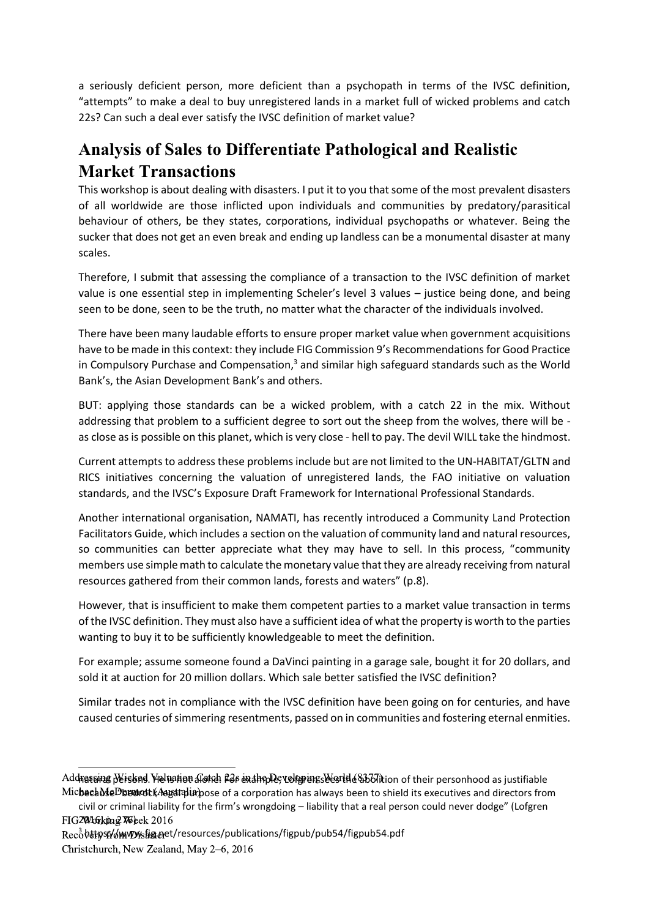a seriously deficient person, more deficient than a psychopath in terms of the IVSC definition, "attempts" to make a deal to buy unregistered lands in a market full of wicked problems and catch 22s? Can such a deal ever satisfy the IVSC definition of market value?

## Analysis of Sales to Differentiate Pathological and Realistic Market Transactions

This workshop is about dealing with disasters. I put it to you that some of the most prevalent disasters of all worldwide are those inflicted upon individuals and communities by predatory/parasitical behaviour of others, be they states, corporations, individual psychopaths or whatever. Being the sucker that does not get an even break and ending up landless can be a monumental disaster at many scales.

Therefore, I submit that assessing the compliance of a transaction to the IVSC definition of market value is one essential step in implementing Scheler's level 3 values – justice being done, and being seen to be done, seen to be the truth, no matter what the character of the individuals involved.

There have been many laudable efforts to ensure proper market value when government acquisitions have to be made in this context: they include FIG Commission 9's Recommendations for Good Practice in Compulsory Purchase and Compensation,[3] and similar high safeguard standards such as the World Bank's, the Asian Development Bank's and others.

BUT: applying those standards can be a wicked problem, with a catch 22 in the mix. Without addressing that problem to a sufficient degree to sort out the sheep from the wolves, there will be - as close as is possible on this planet, which is very close - hell to pay. The devil WILL take the hindmost.

Current attempts to address these problems include but are not limited to the UN-HABITAT/GLTN and RICS initiatives concerning the valuation of unregistered lands, the FAO initiative on valuation standards, and the IVSC's Exposure Draft Framework for International Professional Standards.

Another international organisation, NAMATI, has recently introduced a Community Land Protection Facilitators Guide, which includes a section on the valuation of community land and natural resources, so communities can better appreciate what they may have to sell. In this process, "community members use simple math to calculate the monetary value that they are already receiving from natural resources gathered from their common lands, forests and waters" (p.8).

However, that is insufficient to make them competent parties to a market value transaction in terms of the IVSC definition. They must also have a sufficient idea of what the property is worth to the parties wanting to buy it to be sufficiently knowledgeable to meet the definition.

For example; assume someone found a DaVinci painting in a garage sale, bought it for 20 dollars, and sold it at auction for 20 million dollars. Which sale better satisfied the IVSC definition?

Similar trades not in compliance with the IVSC definition have been going on for centuries, and have caused centuries of simmering resentments, passed on in communities and fostering eternal enmities.

---

natural persons. He is not alone. For example, Lofgren sees the abolition of their personhood as justifiable because the bedrock legal purpose of a corporation has always been to shield its executives and directors from civil or criminal liability for the firm's wrongdoing – liability that a real person could never dodge" (Lofgren 2016, p. 276).

[3] https://www.fig.net/resources/publications/figpub/pub54/figpub54.pdf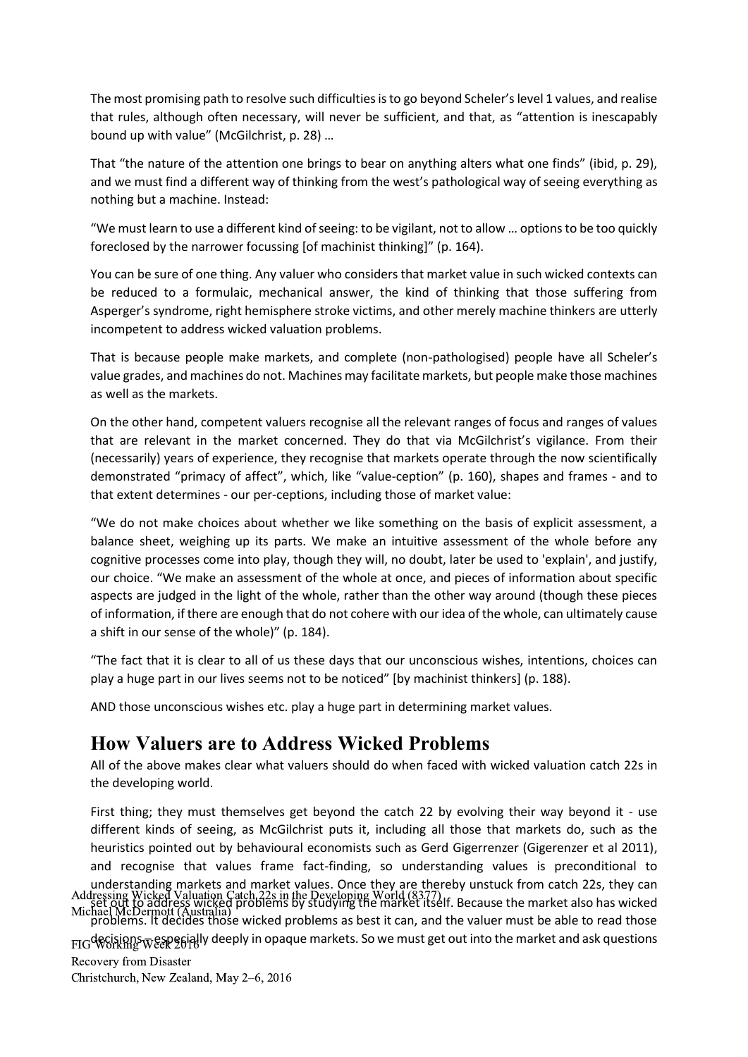The most promising path to resolve such difficulties is to go beyond Scheler's level 1 values, and realise that rules, although often necessary, will never be sufficient, and that, as "attention is inescapably bound up with value" (McGilchrist, p. 28) …

That "the nature of the attention one brings to bear on anything alters what one finds" (ibid, p. 29), and we must find a different way of thinking from the west's pathological way of seeing everything as nothing but a machine. Instead:

"We must learn to use a different kind of seeing: to be vigilant, not to allow … options to be too quickly foreclosed by the narrower focussing [of machinist thinking]" (p. 164).

You can be sure of one thing. Any valuer who considers that market value in such wicked contexts can be reduced to a formulaic, mechanical answer, the kind of thinking that those suffering from Asperger's syndrome, right hemisphere stroke victims, and other merely machine thinkers are utterly incompetent to address wicked valuation problems.

That is because people make markets, and complete (non-pathologised) people have all Scheler's value grades, and machines do not. Machines may facilitate markets, but people make those machines as well as the markets.

On the other hand, competent valuers recognise all the relevant ranges of focus and ranges of values that are relevant in the market concerned. They do that via McGilchrist's vigilance. From their (necessarily) years of experience, they recognise that markets operate through the now scientifically demonstrated "primacy of affect", which, like "value-ception" (p. 160), shapes and frames - and to that extent determines - our per-ceptions, including those of market value:

"We do not make choices about whether we like something on the basis of explicit assessment, a balance sheet, weighing up its parts. We make an intuitive assessment of the whole before any cognitive processes come into play, though they will, no doubt, later be used to 'explain', and justify, our choice. "We make an assessment of the whole at once, and pieces of information about specific aspects are judged in the light of the whole, rather than the other way around (though these pieces of information, if there are enough that do not cohere with our idea of the whole, can ultimately cause a shift in our sense of the whole)" (p. 184).

"The fact that it is clear to all of us these days that our unconscious wishes, intentions, choices can play a huge part in our lives seems not to be noticed" [by machinist thinkers] (p. 188).

AND those unconscious wishes etc. play a huge part in determining market values.

## How Valuers are to Address Wicked Problems

All of the above makes clear what valuers should do when faced with wicked valuation catch 22s in the developing world.

First thing; they must themselves get beyond the catch 22 by evolving their way beyond it - use different kinds of seeing, as McGilchrist puts it, including all those that markets do, such as the heuristics pointed out by behavioural economists such as Gerd Gigerrenzer (Gigerenzer et al 2011), and recognise that values frame fact-finding, so understanding values is preconditional to understanding markets and market values. Once they are thereby unstuck from catch 22s, they can set out to address wicked problems by studying the market itself. Because the market also has wicked problems. It decides those wicked problems as best it can, and the valuer must be able to read those decisions – especially deeply in opaque markets. So we must get out into the market and ask questions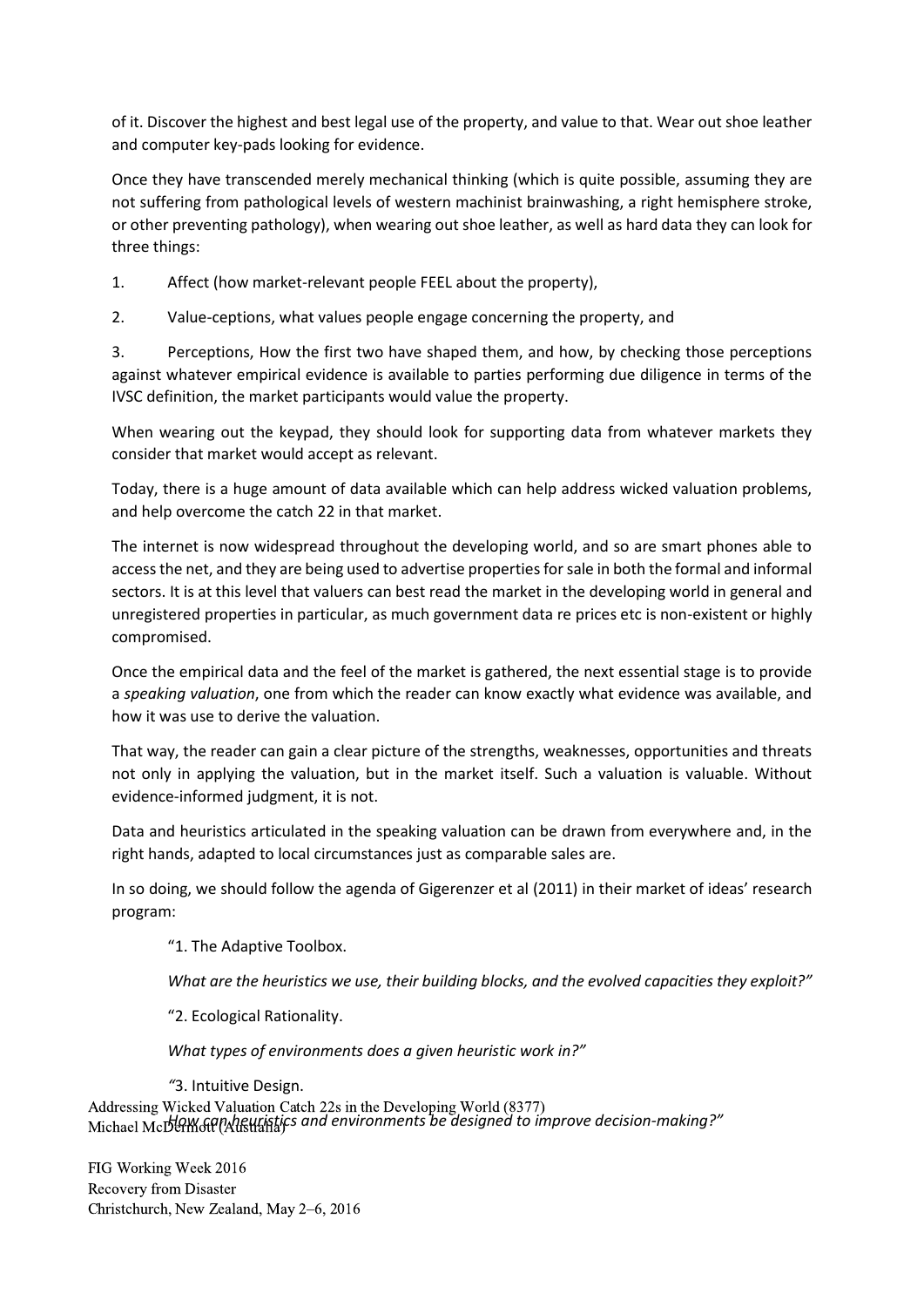of it. Discover the highest and best legal use of the property, and value to that. Wear out shoe leather and computer key-pads looking for evidence.

Once they have transcended merely mechanical thinking (which is quite possible, assuming they are not suffering from pathological levels of western machinist brainwashing, a right hemisphere stroke, or other preventing pathology), when wearing out shoe leather, as well as hard data they can look for three things:

1. Affect (how market-relevant people FEEL about the property),

2. Value-ceptions, what values people engage concerning the property, and

3. Perceptions, How the first two have shaped them, and how, by checking those perceptions against whatever empirical evidence is available to parties performing due diligence in terms of the IVSC definition, the market participants would value the property.

When wearing out the keypad, they should look for supporting data from whatever markets they consider that market would accept as relevant.

Today, there is a huge amount of data available which can help address wicked valuation problems, and help overcome the catch 22 in that market.

The internet is now widespread throughout the developing world, and so are smart phones able to access the net, and they are being used to advertise properties for sale in both the formal and informal sectors. It is at this level that valuers can best read the market in the developing world in general and unregistered properties in particular, as much government data re prices etc is non-existent or highly compromised.

Once the empirical data and the feel of the market is gathered, the next essential stage is to provide a *speaking valuation*, one from which the reader can know exactly what evidence was available, and how it was use to derive the valuation.

That way, the reader can gain a clear picture of the strengths, weaknesses, opportunities and threats not only in applying the valuation, but in the market itself. Such a valuation is valuable. Without evidence-informed judgment, it is not.

Data and heuristics articulated in the speaking valuation can be drawn from everywhere and, in the right hands, adapted to local circumstances just as comparable sales are.

In so doing, we should follow the agenda of Gigerenzer et al (2011) in their market of ideas' research program:

> "1. The Adaptive Toolbox.
>
> *What are the heuristics we use, their building blocks, and the evolved capacities they exploit?"*
>
> "2. Ecological Rationality.
>
> *What types of environments does a given heuristic work in?"*
>
> "3. Intuitive Design.
>
> *How can heuristics and environments be designed to improve decision-making?"*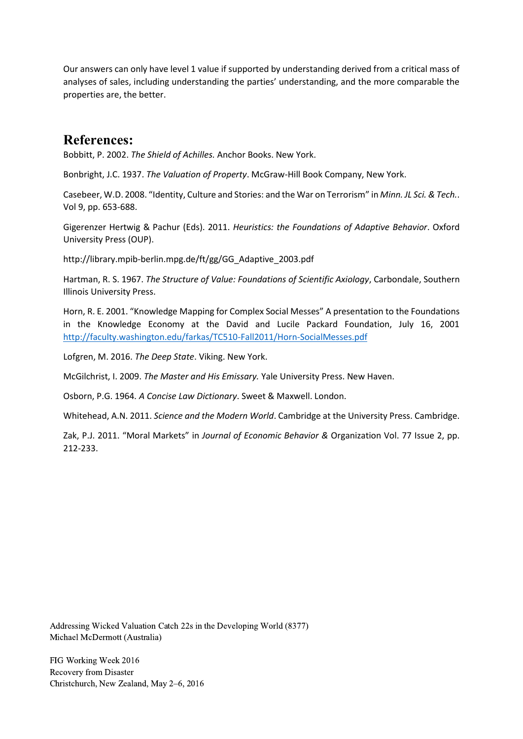Our answers can only have level 1 value if supported by understanding derived from a critical mass of analyses of sales, including understanding the parties' understanding, and the more comparable the properties are, the better.

## References:

Bobbitt, P. 2002. *The Shield of Achilles.* Anchor Books. New York.

Bonbright, J.C. 1937. *The Valuation of Property*. McGraw-Hill Book Company, New York.

Casebeer, W.D. 2008. "Identity, Culture and Stories: and the War on Terrorism" in *Minn. JL Sci. & Tech.*. Vol 9, pp. 653-688.

Gigerenzer Hertwig & Pachur (Eds). 2011. *Heuristics: the Foundations of Adaptive Behavior*. Oxford University Press (OUP).

http://library.mpib-berlin.mpg.de/ft/gg/GG_Adaptive_2003.pdf

Hartman, R. S. 1967. *The Structure of Value: Foundations of Scientific Axiology*, Carbondale, Southern Illinois University Press.

Horn, R. E. 2001. "Knowledge Mapping for Complex Social Messes" A presentation to the Foundations in the Knowledge Economy at the David and Lucile Packard Foundation, July 16, 2001 http://faculty.washington.edu/farkas/TC510-Fall2011/Horn-SocialMesses.pdf

Lofgren, M. 2016. *The Deep State*. Viking. New York.

McGilchrist, I. 2009. *The Master and His Emissary.* Yale University Press. New Haven.

Osborn, P.G. 1964. *A Concise Law Dictionary*. Sweet & Maxwell. London.

Whitehead, A.N. 2011. *Science and the Modern World*. Cambridge at the University Press. Cambridge.

Zak, P.J. 2011. "Moral Markets" in *Journal of Economic Behavior &* Organization Vol. 77 Issue 2, pp. 212-233.